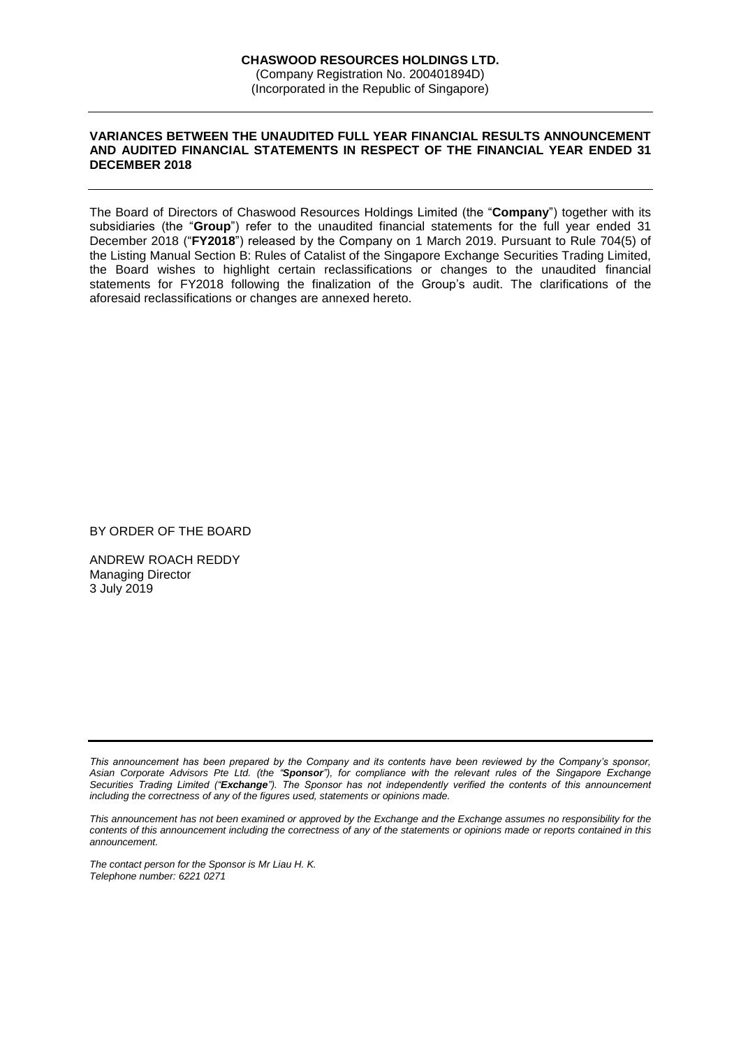**CHASWOOD RESOURCES HOLDINGS LTD.**
(Company Registration No. 200401894D)
(Incorporated in the Republic of Singapore)

---

**VARIANCES BETWEEN THE UNAUDITED FULL YEAR FINANCIAL RESULTS ANNOUNCEMENT AND AUDITED FINANCIAL STATEMENTS IN RESPECT OF THE FINANCIAL YEAR ENDED 31 DECEMBER 2018**

---

The Board of Directors of Chaswood Resources Holdings Limited (the "**Company**") together with its subsidiaries (the "**Group**") refer to the unaudited financial statements for the full year ended 31 December 2018 ("**FY2018**") released by the Company on 1 March 2019. Pursuant to Rule 704(5) of the Listing Manual Section B: Rules of Catalist of the Singapore Exchange Securities Trading Limited, the Board wishes to highlight certain reclassifications or changes to the unaudited financial statements for FY2018 following the finalization of the Group's audit. The clarifications of the aforesaid reclassifications or changes are annexed hereto.

BY ORDER OF THE BOARD

ANDREW ROACH REDDY
Managing Director
3 July 2019

---

*This announcement has been prepared by the Company and its contents have been reviewed by the Company's sponsor, Asian Corporate Advisors Pte Ltd. (the "**Sponsor**"), for compliance with the relevant rules of the Singapore Exchange Securities Trading Limited ("**Exchange**"). The Sponsor has not independently verified the contents of this announcement including the correctness of any of the figures used, statements or opinions made.*

*This announcement has not been examined or approved by the Exchange and the Exchange assumes no responsibility for the contents of this announcement including the correctness of any of the statements or opinions made or reports contained in this announcement.*

*The contact person for the Sponsor is Mr Liau H. K.*
*Telephone number: 6221 0271*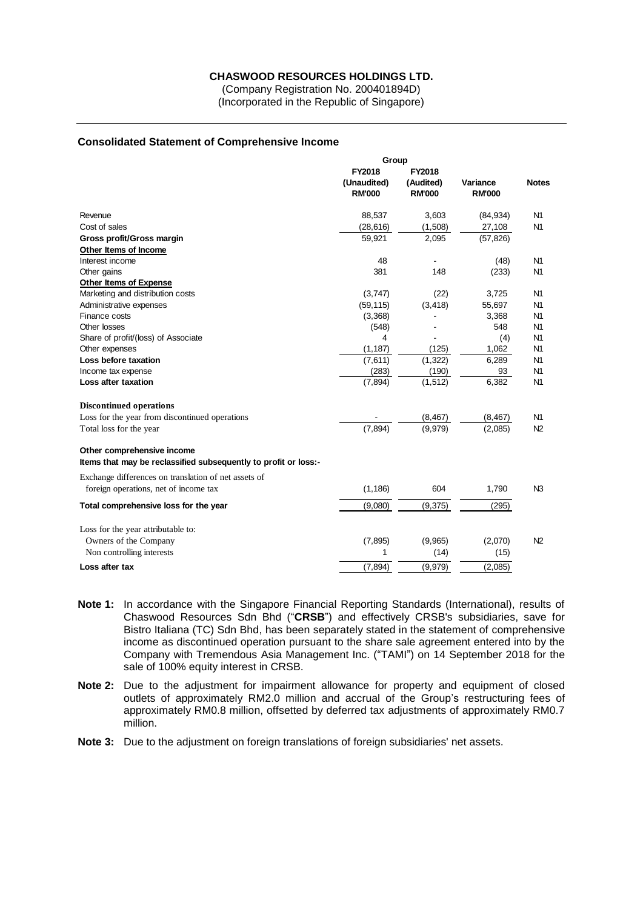**CHASWOOD RESOURCES HOLDINGS LTD.**
(Company Registration No. 200401894D)
(Incorporated in the Republic of Singapore)

## Consolidated Statement of Comprehensive Income

| | Group | | | |
|---|---|---|---|---|
| | **FY2018 (Unaudited) RM'000** | **FY2018 (Audited) RM'000** | **Variance RM'000** | **Notes** |
| Revenue | 88,537 | 3,603 | (84,934) | N1 |
| Cost of sales | (28,616) | (1,508) | 27,108 | N1 |
| **Gross profit/Gross margin** | 59,921 | 2,095 | (57,826) | |
| **Other Items of Income** | | | | |
| Interest income | 48 | - | (48) | N1 |
| Other gains | 381 | 148 | (233) | N1 |
| **Other Items of Expense** | | | | |
| Marketing and distribution costs | (3,747) | (22) | 3,725 | N1 |
| Administrative expenses | (59,115) | (3,418) | 55,697 | N1 |
| Finance costs | (3,368) | - | 3,368 | N1 |
| Other losses | (548) | - | 548 | N1 |
| Share of profit/(loss) of Associate | 4 | - | (4) | N1 |
| Other expenses | (1,187) | (125) | 1,062 | N1 |
| **Loss before taxation** | (7,611) | (1,322) | 6,289 | N1 |
| Income tax expense | (283) | (190) | 93 | N1 |
| **Loss after taxation** | (7,894) | (1,512) | 6,382 | N1 |
| | | | | |
| **Discontinued operations** | | | | |
| Loss for the year from discontinued operations | - | (8,467) | (8,467) | N1 |
| Total loss for the year | (7,894) | (9,979) | (2,085) | N2 |
| | | | | |
| **Other comprehensive income** | | | | |
| **Items that may be reclassified subsequently to profit or loss:-** | | | | |
| Exchange differences on translation of net assets of foreign operations, net of income tax | (1,186) | 604 | 1,790 | N3 |
| **Total comprehensive loss for the year** | (9,080) | (9,375) | (295) | |
| | | | | |
| Loss for the year attributable to: | | | | |
| Owners of the Company | (7,895) | (9,965) | (2,070) | N2 |
| Non controlling interests | 1 | (14) | (15) | |
| **Loss after tax** | (7,894) | (9,979) | (2,085) | |

**Note 1:** In accordance with the Singapore Financial Reporting Standards (International), results of Chaswood Resources Sdn Bhd ("**CRSB**") and effectively CRSB's subsidiaries, save for Bistro Italiana (TC) Sdn Bhd, has been separately stated in the statement of comprehensive income as discontinued operation pursuant to the share sale agreement entered into by the Company with Tremendous Asia Management Inc. ("TAMI") on 14 September 2018 for the sale of 100% equity interest in CRSB.

**Note 2:** Due to the adjustment for impairment allowance for property and equipment of closed outlets of approximately RM2.0 million and accrual of the Group's restructuring fees of approximately RM0.8 million, offsetted by deferred tax adjustments of approximately RM0.7 million.

**Note 3:** Due to the adjustment on foreign translations of foreign subsidiaries' net assets.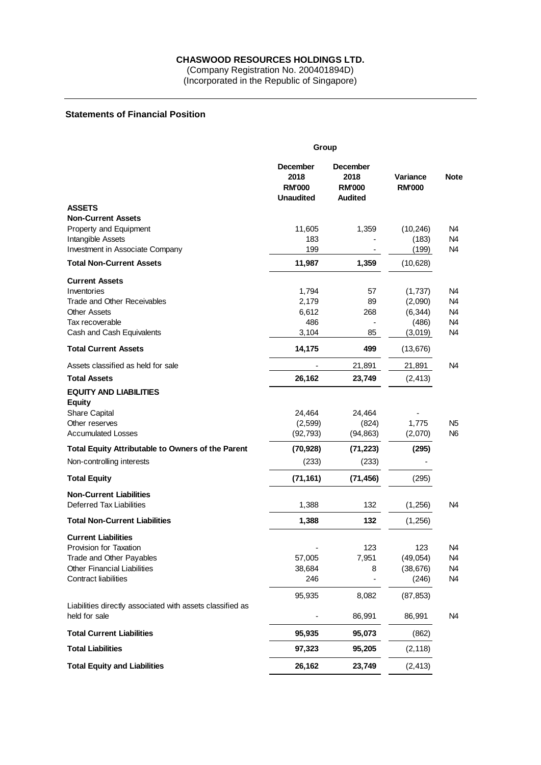**CHASWOOD RESOURCES HOLDINGS LTD.**
(Company Registration No. 200401894D)
(Incorporated in the Republic of Singapore)

## Statements of Financial Position

| | Group | | | |
|---|---|---|---|---|
| | **December 2018 RM'000 Unaudited** | **December 2018 RM'000 Audited** | **Variance RM'000** | **Note** |
| **ASSETS** | | | | |
| **Non-Current Assets** | | | | |
| Property and Equipment | 11,605 | 1,359 | (10,246) | N4 |
| Intangible Assets | 183 | - | (183) | N4 |
| Investment in Associate Company | 199 | - | (199) | N4 |
| **Total Non-Current Assets** | **11,987** | **1,359** | (10,628) | |
| **Current Assets** | | | | |
| Inventories | 1,794 | 57 | (1,737) | N4 |
| Trade and Other Receivables | 2,179 | 89 | (2,090) | N4 |
| Other Assets | 6,612 | 268 | (6,344) | N4 |
| Tax recoverable | 486 | - | (486) | N4 |
| Cash and Cash Equivalents | 3,104 | 85 | (3,019) | N4 |
| **Total Current Assets** | **14,175** | **499** | (13,676) | |
| Assets classified as held for sale | - | 21,891 | 21,891 | N4 |
| **Total Assets** | **26,162** | **23,749** | (2,413) | |
| **EQUITY AND LIABILITIES** | | | | |
| **Equity** | | | | |
| Share Capital | 24,464 | 24,464 | - | |
| Other reserves | (2,599) | (824) | 1,775 | N5 |
| Accumulated Losses | (92,793) | (94,863) | (2,070) | N6 |
| **Total Equity Attributable to Owners of the Parent** | **(70,928)** | **(71,223)** | **(295)** | |
| Non-controlling interests | (233) | (233) | - | |
| **Total Equity** | **(71,161)** | **(71,456)** | (295) | |
| **Non-Current Liabilities** | | | | |
| Deferred Tax Liabilities | 1,388 | 132 | (1,256) | N4 |
| **Total Non-Current Liabilities** | **1,388** | **132** | (1,256) | |
| **Current Liabilities** | | | | |
| Provision for Taxation | - | 123 | 123 | N4 |
| Trade and Other Payables | 57,005 | 7,951 | (49,054) | N4 |
| Other Financial Liabilities | 38,684 | 8 | (38,676) | N4 |
| Contract liabilities | 246 | - | (246) | N4 |
| | 95,935 | 8,082 | (87,853) | |
| Liabilities directly associated with assets classified as held for sale | - | 86,991 | 86,991 | N4 |
| **Total Current Liabilities** | **95,935** | **95,073** | (862) | |
| **Total Liabilities** | **97,323** | **95,205** | (2,118) | |
| **Total Equity and Liabilities** | **26,162** | **23,749** | (2,413) | |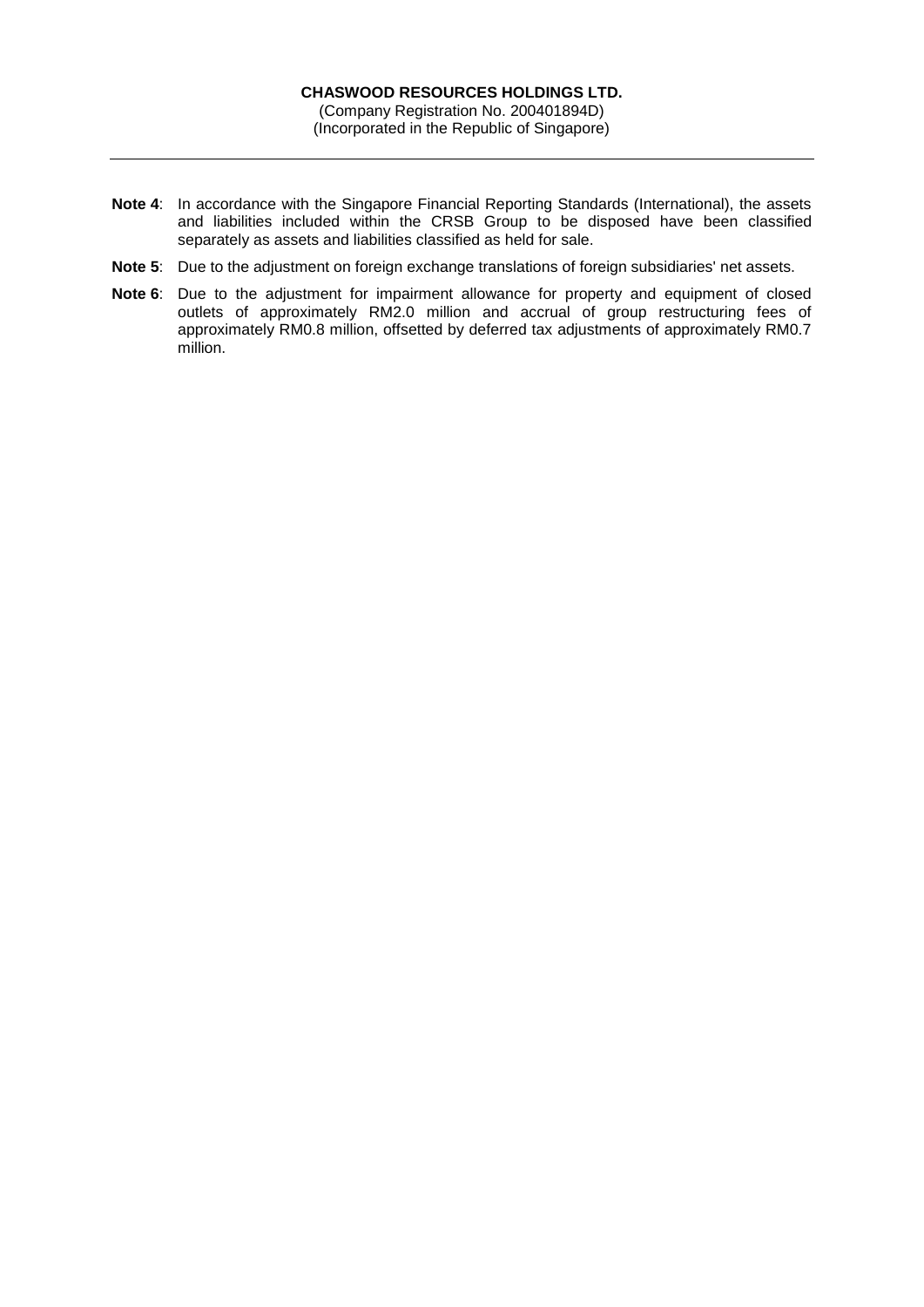**Note 4**: In accordance with the Singapore Financial Reporting Standards (International), the assets and liabilities included within the CRSB Group to be disposed have been classified separately as assets and liabilities classified as held for sale.

**Note 5**: Due to the adjustment on foreign exchange translations of foreign subsidiaries' net assets.

**Note 6**: Due to the adjustment for impairment allowance for property and equipment of closed outlets of approximately RM2.0 million and accrual of group restructuring fees of approximately RM0.8 million, offsetted by deferred tax adjustments of approximately RM0.7 million.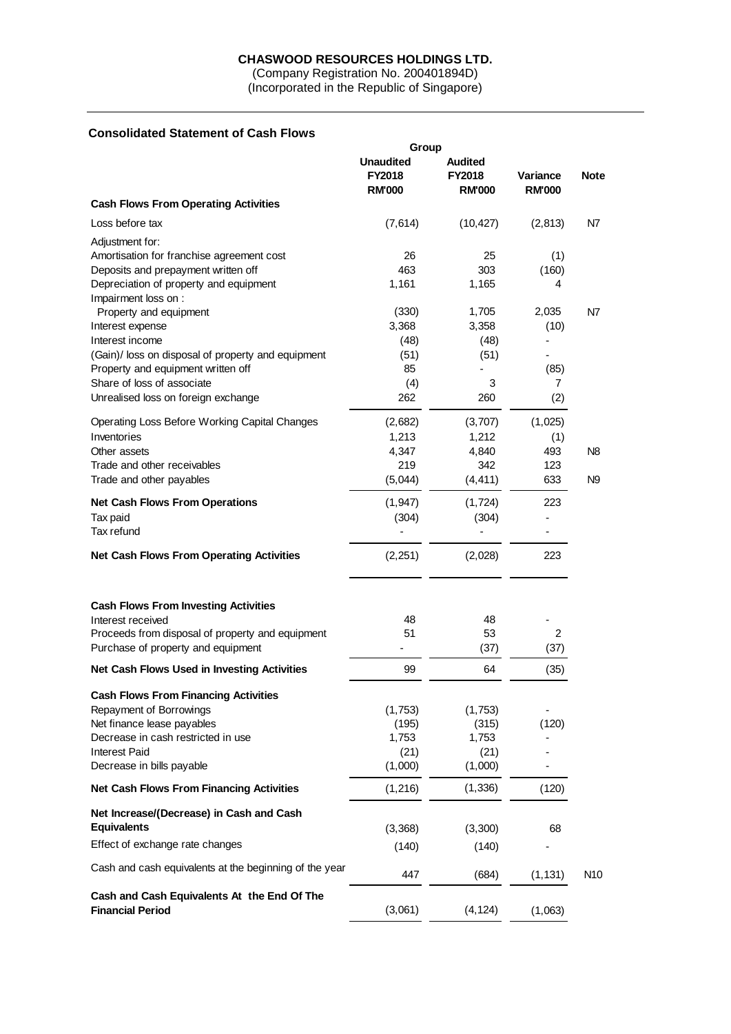**CHASWOOD RESOURCES HOLDINGS LTD.**
(Company Registration No. 200401894D)
(Incorporated in the Republic of Singapore)

## Consolidated Statement of Cash Flows

| | Group | | | |
|---|---|---|---|---|
| | Unaudited FY2018 RM'000 | Audited FY2018 RM'000 | Variance RM'000 | Note |
| **Cash Flows From Operating Activities** | | | | |
| Loss before tax | (7,614) | (10,427) | (2,813) | N7 |
| Adjustment for: | | | | |
| Amortisation for franchise agreement cost | 26 | 25 | (1) | |
| Deposits and prepayment written off | 463 | 303 | (160) | |
| Depreciation of property and equipment | 1,161 | 1,165 | 4 | |
| Impairment loss on : | | | | |
| Property and equipment | (330) | 1,705 | 2,035 | N7 |
| Interest expense | 3,368 | 3,358 | (10) | |
| Interest income | (48) | (48) | - | |
| (Gain)/ loss on disposal of property and equipment | (51) | (51) | - | |
| Property and equipment written off | 85 | - | (85) | |
| Share of loss of associate | (4) | 3 | 7 | |
| Unrealised loss on foreign exchange | 262 | 260 | (2) | |
| Operating Loss Before Working Capital Changes | (2,682) | (3,707) | (1,025) | |
| Inventories | 1,213 | 1,212 | (1) | |
| Other assets | 4,347 | 4,840 | 493 | N8 |
| Trade and other receivables | 219 | 342 | 123 | |
| Trade and other payables | (5,044) | (4,411) | 633 | N9 |
| **Net Cash Flows From Operations** | (1,947) | (1,724) | 223 | |
| Tax paid | (304) | (304) | - | |
| Tax refund | - | - | - | |
| **Net Cash Flows From Operating Activities** | (2,251) | (2,028) | 223 | |
| **Cash Flows From Investing Activities** | | | | |
| Interest received | 48 | 48 | - | |
| Proceeds from disposal of property and equipment | 51 | 53 | 2 | |
| Purchase of property and equipment | - | (37) | (37) | |
| **Net Cash Flows Used in Investing Activities** | 99 | 64 | (35) | |
| **Cash Flows From Financing Activities** | | | | |
| Repayment of Borrowings | (1,753) | (1,753) | - | |
| Net finance lease payables | (195) | (315) | (120) | |
| Decrease in cash restricted in use | 1,753 | 1,753 | - | |
| Interest Paid | (21) | (21) | - | |
| Decrease in bills payable | (1,000) | (1,000) | - | |
| **Net Cash Flows From Financing Activities** | (1,216) | (1,336) | (120) | |
| **Net Increase/(Decrease) in Cash and Cash Equivalents** | (3,368) | (3,300) | 68 | |
| Effect of exchange rate changes | (140) | (140) | - | |
| Cash and cash equivalents at the beginning of the year | 447 | (684) | (1,131) | N10 |
| **Cash and Cash Equivalents At the End Of The Financial Period** | (3,061) | (4,124) | (1,063) | |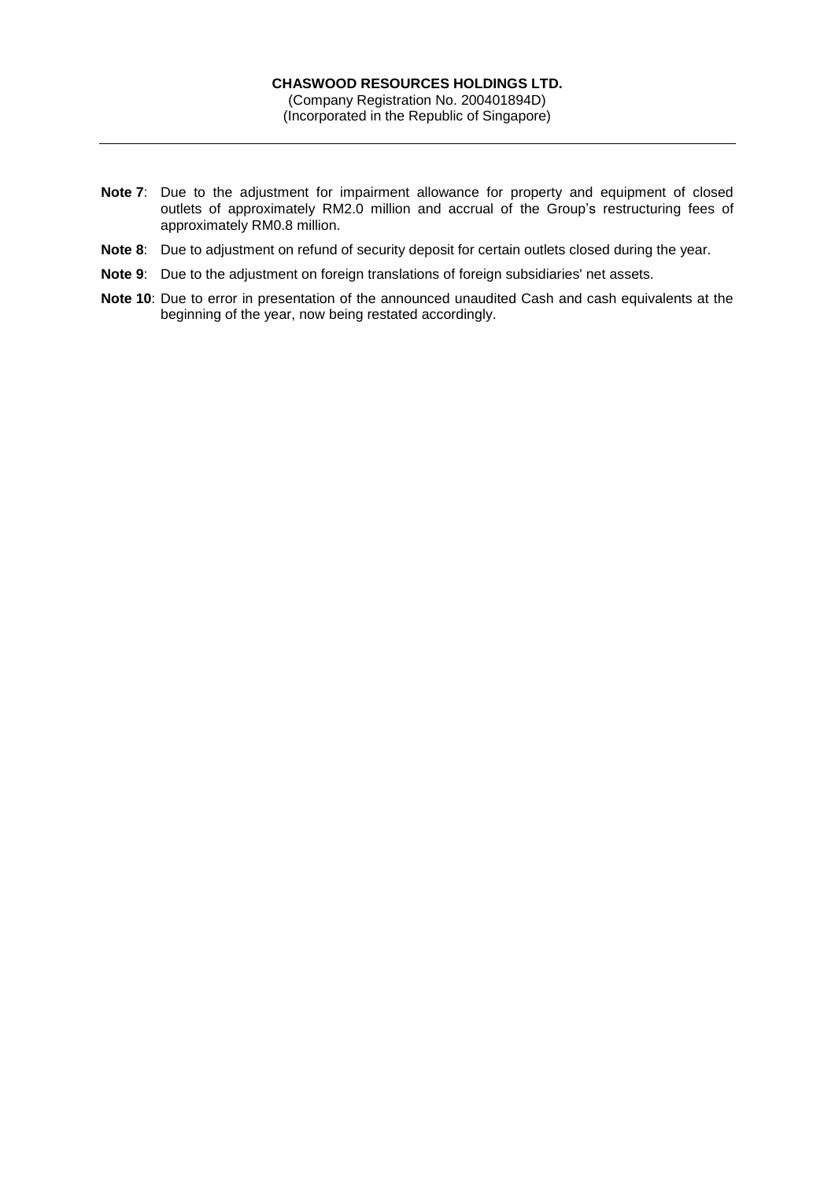**Note 7**: Due to the adjustment for impairment allowance for property and equipment of closed outlets of approximately RM2.0 million and accrual of the Group's restructuring fees of approximately RM0.8 million.

**Note 8**: Due to adjustment on refund of security deposit for certain outlets closed during the year.

**Note 9**: Due to the adjustment on foreign translations of foreign subsidiaries' net assets.

**Note 10**: Due to error in presentation of the announced unaudited Cash and cash equivalents at the beginning of the year, now being restated accordingly.